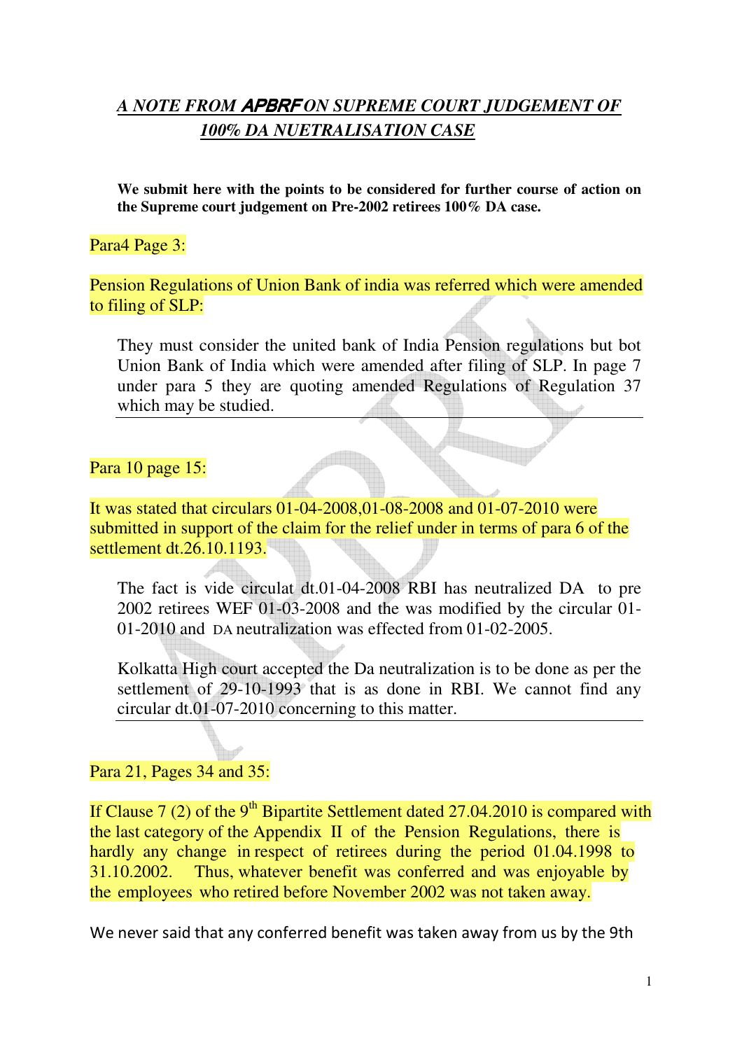## *A NOTE FROM APBRF ON SUPREME COURT JUDGEMENT OF 100% DA NUETRALISATION CASE*

**We submit here with the points to be considered for further course of action on the Supreme court judgement on Pre-2002 retirees 100% DA case.**

Para4 Page 3:

Pension Regulations of Union Bank of india was referred which were amended to filing of SLP:

They must consider the united bank of India Pension regulations but bot Union Bank of India which were amended after filing of SLP. In page 7 under para 5 they are quoting amended Regulations of Regulation 37 which may be studied.

Para 10 page 15:

It was stated that circulars 01-04-2008,01-08-2008 and 01-07-2010 were submitted in support of the claim for the relief under in terms of para 6 of the settlement dt.26.10.1193.

The fact is vide circulat dt.01-04-2008 RBI has neutralized DA to pre 2002 retirees WEF 01-03-2008 and the was modified by the circular 01-01-2010 and DA neutralization was effected from 01-02-2005.

Kolkatta High court accepted the Da neutralization is to be done as per the settlement of 29-10-1993 that is as done in RBI. We cannot find any circular dt.01-07-2010 concerning to this matter.

Para 21, Pages 34 and 35:

If Clause 7 (2) of the 9th Bipartite Settlement dated 27.04.2010 is compared with the last category of the Appendix II of the Pension Regulations, there is hardly any change in respect of retirees during the period 01.04.1998 to 31.10.2002. Thus, whatever benefit was conferred and was enjoyable by the employees who retired before November 2002 was not taken away.

We never said that any conferred benefit was taken away from us by the 9th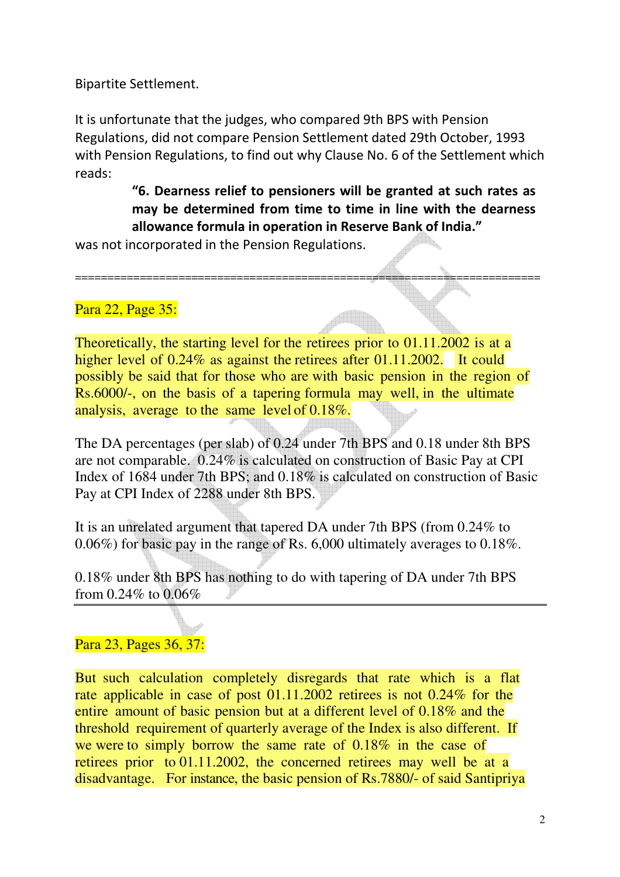Bipartite Settlement.

It is unfortunate that the judges, who compared 9th BPS with Pension Regulations, did not compare Pension Settlement dated 29th October, 1993 with Pension Regulations, to find out why Clause No. 6 of the Settlement which reads:

> **"6. Dearness relief to pensioners will be granted at such rates as may be determined from time to time in line with the dearness allowance formula in operation in Reserve Bank of India."**

was not incorporated in the Pension Regulations.

---

Para 22, Page 35:

Theoretically, the starting level for the retirees prior to 01.11.2002 is at a higher level of 0.24% as against the retirees after 01.11.2002. It could possibly be said that for those who are with basic pension in the region of Rs.6000/-, on the basis of a tapering formula may well, in the ultimate analysis, average to the same level of 0.18%.

The DA percentages (per slab) of 0.24 under 7th BPS and 0.18 under 8th BPS are not comparable. 0.24% is calculated on construction of Basic Pay at CPI Index of 1684 under 7th BPS; and 0.18% is calculated on construction of Basic Pay at CPI Index of 2288 under 8th BPS.

It is an unrelated argument that tapered DA under 7th BPS (from 0.24% to 0.06%) for basic pay in the range of Rs. 6,000 ultimately averages to 0.18%.

0.18% under 8th BPS has nothing to do with tapering of DA under 7th BPS from 0.24% to 0.06%

---

Para 23, Pages 36, 37:

But such calculation completely disregards that rate which is a flat rate applicable in case of post 01.11.2002 retirees is not 0.24% for the entire amount of basic pension but at a different level of 0.18% and the threshold requirement of quarterly average of the Index is also different. If we were to simply borrow the same rate of 0.18% in the case of retirees prior to 01.11.2002, the concerned retirees may well be at a disadvantage. For instance, the basic pension of Rs.7880/- of said Santipriya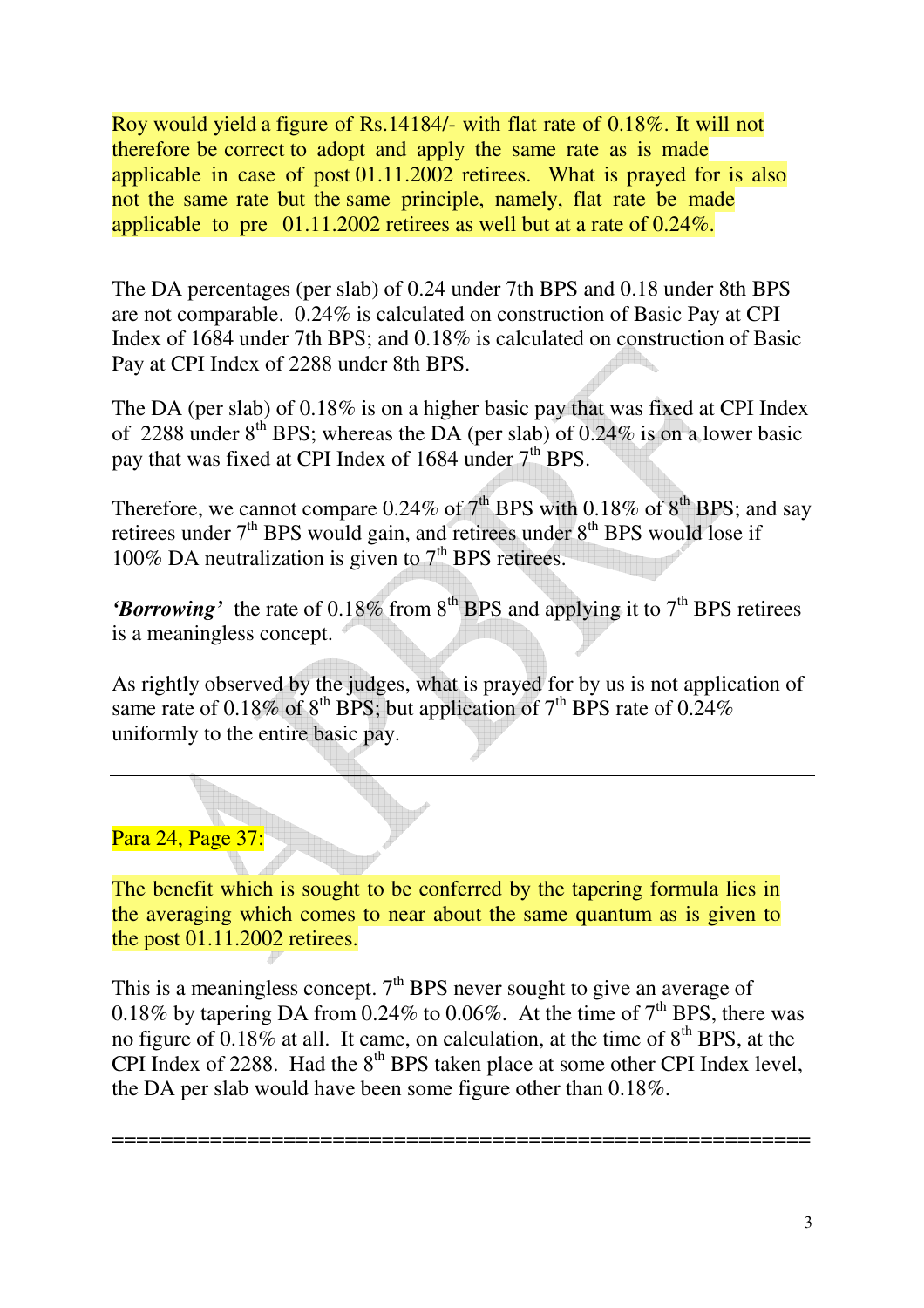Roy would yield a figure of Rs.14184/- with flat rate of 0.18%. It will not therefore be correct to adopt and apply the same rate as is made applicable in case of post 01.11.2002 retirees. What is prayed for is also not the same rate but the same principle, namely, flat rate be made applicable to pre 01.11.2002 retirees as well but at a rate of 0.24%.

The DA percentages (per slab) of 0.24 under 7th BPS and 0.18 under 8th BPS are not comparable. 0.24% is calculated on construction of Basic Pay at CPI Index of 1684 under 7th BPS; and 0.18% is calculated on construction of Basic Pay at CPI Index of 2288 under 8th BPS.

The DA (per slab) of 0.18% is on a higher basic pay that was fixed at CPI Index of 2288 under 8th BPS; whereas the DA (per slab) of 0.24% is on a lower basic pay that was fixed at CPI Index of 1684 under 7th BPS.

Therefore, we cannot compare 0.24% of 7th BPS with 0.18% of 8th BPS; and say retirees under 7th BPS would gain, and retirees under 8th BPS would lose if 100% DA neutralization is given to 7th BPS retirees.

***'Borrowing'*** the rate of 0.18% from 8th BPS and applying it to 7th BPS retirees is a meaningless concept.

As rightly observed by the judges, what is prayed for by us is not application of same rate of 0.18% of 8th BPS; but application of 7th BPS rate of 0.24% uniformly to the entire basic pay.

---

Para 24, Page 37:

The benefit which is sought to be conferred by the tapering formula lies in the averaging which comes to near about the same quantum as is given to the post 01.11.2002 retirees.

This is a meaningless concept. 7th BPS never sought to give an average of 0.18% by tapering DA from 0.24% to 0.06%. At the time of 7th BPS, there was no figure of 0.18% at all. It came, on calculation, at the time of 8th BPS, at the CPI Index of 2288. Had the 8th BPS taken place at some other CPI Index level, the DA per slab would have been some figure other than 0.18%.

---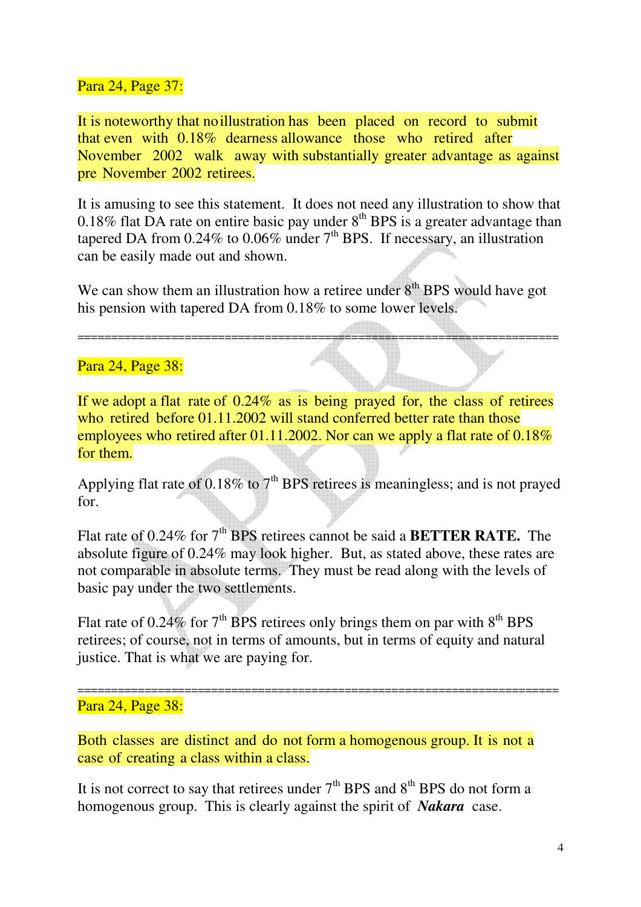Para 24, Page 37:

It is noteworthy that no illustration has been placed on record to submit that even with 0.18% dearness allowance those who retired after November 2002 walk away with substantially greater advantage as against pre November 2002 retirees.

It is amusing to see this statement. It does not need any illustration to show that 0.18% flat DA rate on entire basic pay under 8th BPS is a greater advantage than tapered DA from 0.24% to 0.06% under 7th BPS. If necessary, an illustration can be easily made out and shown.

We can show them an illustration how a retiree under 8th BPS would have got his pension with tapered DA from 0.18% to some lower levels.

===========================================================================

Para 24, Page 38:

If we adopt a flat rate of 0.24% as is being prayed for, the class of retirees who retired before 01.11.2002 will stand conferred better rate than those employees who retired after 01.11.2002. Nor can we apply a flat rate of 0.18% for them.

Applying flat rate of 0.18% to 7th BPS retirees is meaningless; and is not prayed for.

Flat rate of 0.24% for 7th BPS retirees cannot be said a **BETTER RATE.** The absolute figure of 0.24% may look higher. But, as stated above, these rates are not comparable in absolute terms. They must be read along with the levels of basic pay under the two settlements.

Flat rate of 0.24% for 7th BPS retirees only brings them on par with 8th BPS retirees; of course, not in terms of amounts, but in terms of equity and natural justice. That is what we are paying for.

===========================================================================

Para 24, Page 38:

Both classes are distinct and do not form a homogenous group. It is not a case of creating a class within a class.

It is not correct to say that retirees under 7th BPS and 8th BPS do not form a homogenous group. This is clearly against the spirit of ***Nakara*** case.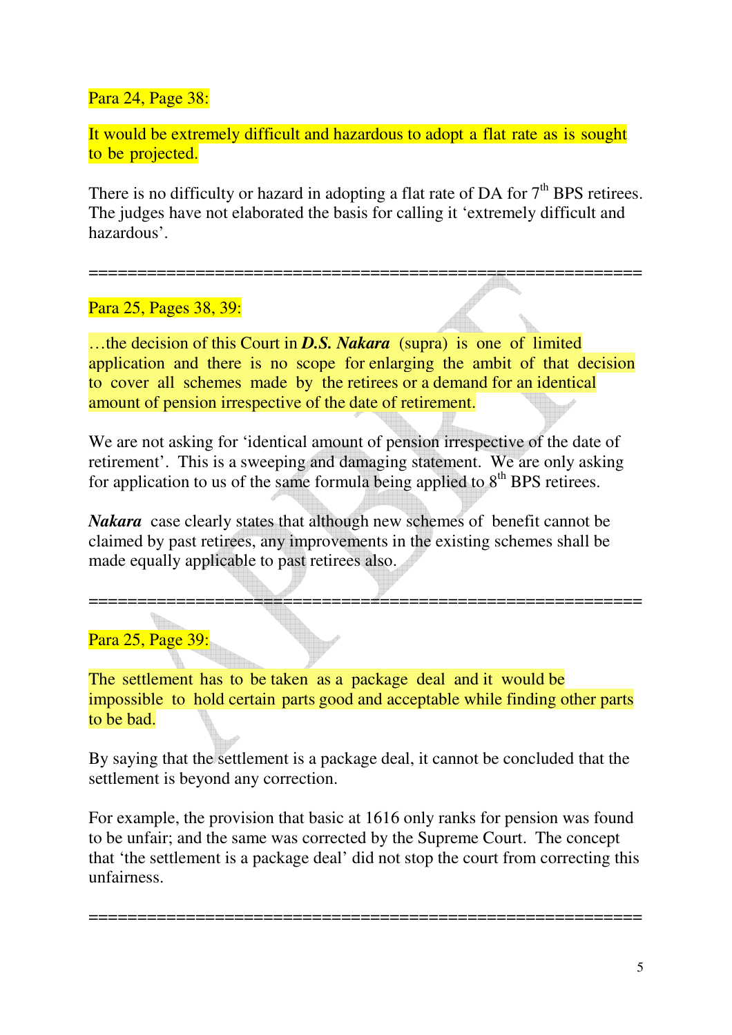Para 24, Page 38:

It would be extremely difficult and hazardous to adopt a flat rate as is sought to be projected.

There is no difficulty or hazard in adopting a flat rate of DA for 7th BPS retirees. The judges have not elaborated the basis for calling it 'extremely difficult and hazardous'.

---

Para 25, Pages 38, 39:

…the decision of this Court in ***D.S. Nakara*** (supra) is one of limited application and there is no scope for enlarging the ambit of that decision to cover all schemes made by the retirees or a demand for an identical amount of pension irrespective of the date of retirement.

We are not asking for 'identical amount of pension irrespective of the date of retirement'. This is a sweeping and damaging statement. We are only asking for application to us of the same formula being applied to 8th BPS retirees.

***Nakara*** case clearly states that although new schemes of benefit cannot be claimed by past retirees, any improvements in the existing schemes shall be made equally applicable to past retirees also.

---

Para 25, Page 39:

The settlement has to be taken as a package deal and it would be impossible to hold certain parts good and acceptable while finding other parts to be bad.

By saying that the settlement is a package deal, it cannot be concluded that the settlement is beyond any correction.

For example, the provision that basic at 1616 only ranks for pension was found to be unfair; and the same was corrected by the Supreme Court. The concept that 'the settlement is a package deal' did not stop the court from correcting this unfairness.

---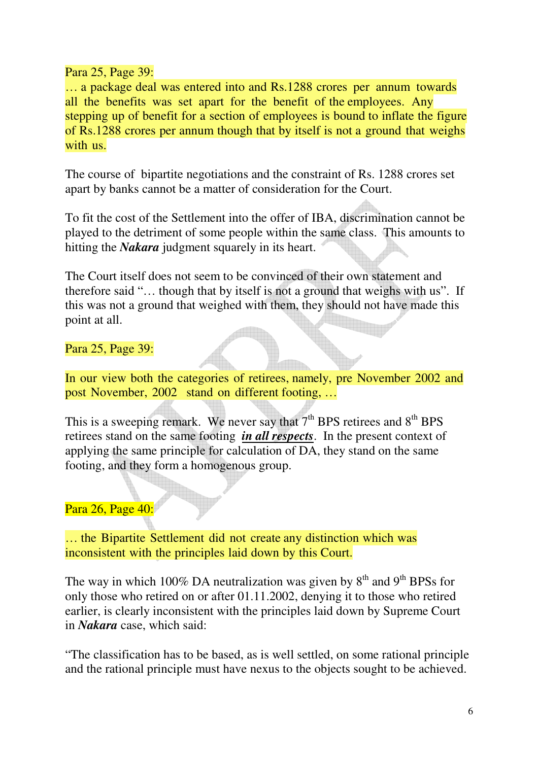Para 25, Page 39:

… a package deal was entered into and Rs.1288 crores per annum towards all the benefits was set apart for the benefit of the employees. Any stepping up of benefit for a section of employees is bound to inflate the figure of Rs.1288 crores per annum though that by itself is not a ground that weighs with us.

The course of bipartite negotiations and the constraint of Rs. 1288 crores set apart by banks cannot be a matter of consideration for the Court.

To fit the cost of the Settlement into the offer of IBA, discrimination cannot be played to the detriment of some people within the same class. This amounts to hitting the ***Nakara*** judgment squarely in its heart.

The Court itself does not seem to be convinced of their own statement and therefore said "… though that by itself is not a ground that weighs with us". If this was not a ground that weighed with them, they should not have made this point at all.

Para 25, Page 39:

In our view both the categories of retirees, namely, pre November 2002 and post November, 2002 stand on different footing, …

This is a sweeping remark. We never say that 7th BPS retirees and 8th BPS retirees stand on the same footing ***<u>in all respects</u>***. In the present context of applying the same principle for calculation of DA, they stand on the same footing, and they form a homogenous group.

Para 26, Page 40:

… the Bipartite Settlement did not create any distinction which was inconsistent with the principles laid down by this Court.

The way in which 100% DA neutralization was given by 8th and 9th BPSs for only those who retired on or after 01.11.2002, denying it to those who retired earlier, is clearly inconsistent with the principles laid down by Supreme Court in ***Nakara*** case, which said:

"The classification has to be based, as is well settled, on some rational principle and the rational principle must have nexus to the objects sought to be achieved.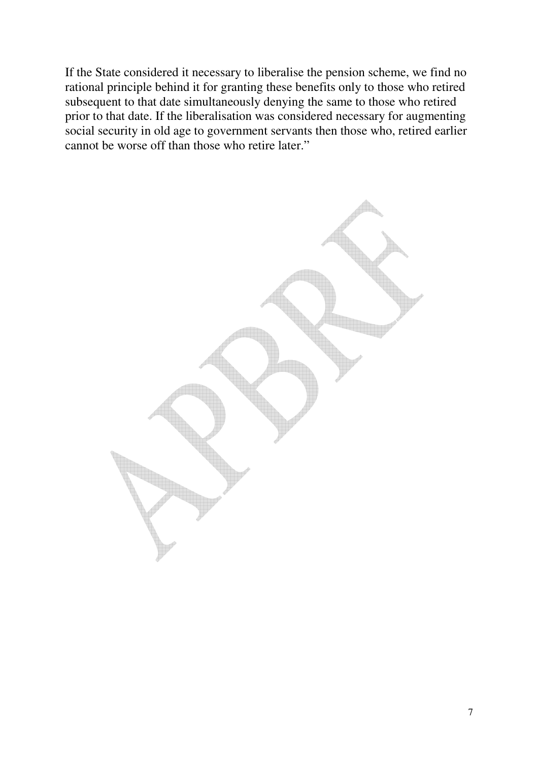If the State considered it necessary to liberalise the pension scheme, we find no rational principle behind it for granting these benefits only to those who retired subsequent to that date simultaneously denying the same to those who retired prior to that date. If the liberalisation was considered necessary for augmenting social security in old age to government servants then those who, retired earlier cannot be worse off than those who retire later."